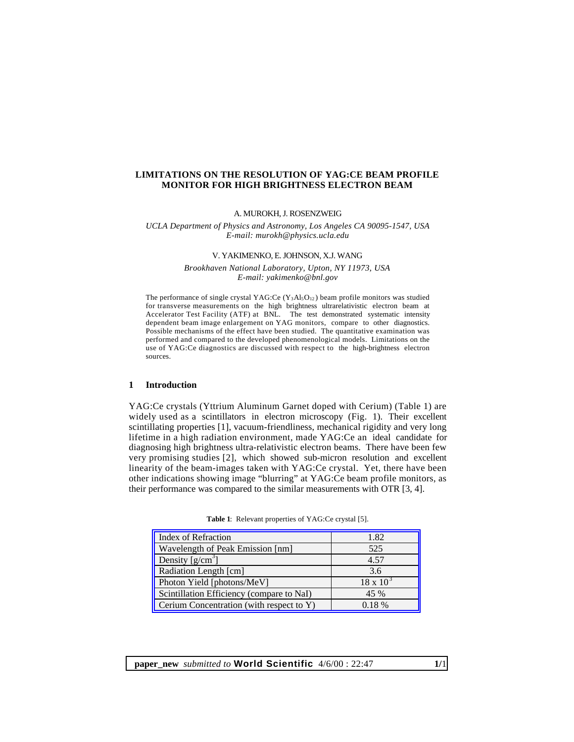# LIMITATIONS ON THE RESOLUTION OF YAG:CE BEAM PROFILE MONITOR FOR HIGH BRIGHTNESS ELECTRON BEAM

A. MUROKH, J. ROSENZWEIG

*UCLA Department of Physics and Astronomy, Los Angeles CA 90095-1547, USA*
*E-mail: murokh@physics.ucla.edu*

V. YAKIMENKO, E. JOHNSON, X.J. WANG

*Brookhaven National Laboratory, Upton, NY 11973, USA*
*E-mail: yakimenko@bnl.gov*

The performance of single crystal YAG:Ce ($Y_3Al_5O_{12}$) beam profile monitors was studied for transverse measurements on the high brightness ultrarelativistic electron beam at Accelerator Test Facility (ATF) at BNL. The test demonstrated systematic intensity dependent beam image enlargement on YAG monitors, compare to other diagnostics. Possible mechanisms of the effect have been studied. The quantitative examination was performed and compared to the developed phenomenological models. Limitations on the use of YAG:Ce diagnostics are discussed with respect to the high-brightness electron sources.

## 1 Introduction

YAG:Ce crystals (Yttrium Aluminum Garnet doped with Cerium) (Table 1) are widely used as a scintillators in electron microscopy (Fig. 1). Their excellent scintillating properties [1], vacuum-friendliness, mechanical rigidity and very long lifetime in a high radiation environment, made YAG:Ce an ideal candidate for diagnosing high brightness ultra-relativistic electron beams. There have been few very promising studies [2], which showed sub-micron resolution and excellent linearity of the beam-images taken with YAG:Ce crystal. Yet, there have been other indications showing image "blurring" at YAG:Ce beam profile monitors, as their performance was compared to the similar measurements with OTR [3, 4].

**Table 1**: Relevant properties of YAG:Ce crystal [5].

| Property | Value |
|---|---|
| Index of Refraction | 1.82 |
| Wavelength of Peak Emission [nm] | 525 |
| Density [g/cm$^3$] | 4.57 |
| Radiation Length [cm] | 3.6 |
| Photon Yield [photons/MeV] | $18 \times 10^3$ |
| Scintillation Efficiency (compare to NaI) | 45 % |
| Cerium Concentration (with respect to Y) | 0.18 % |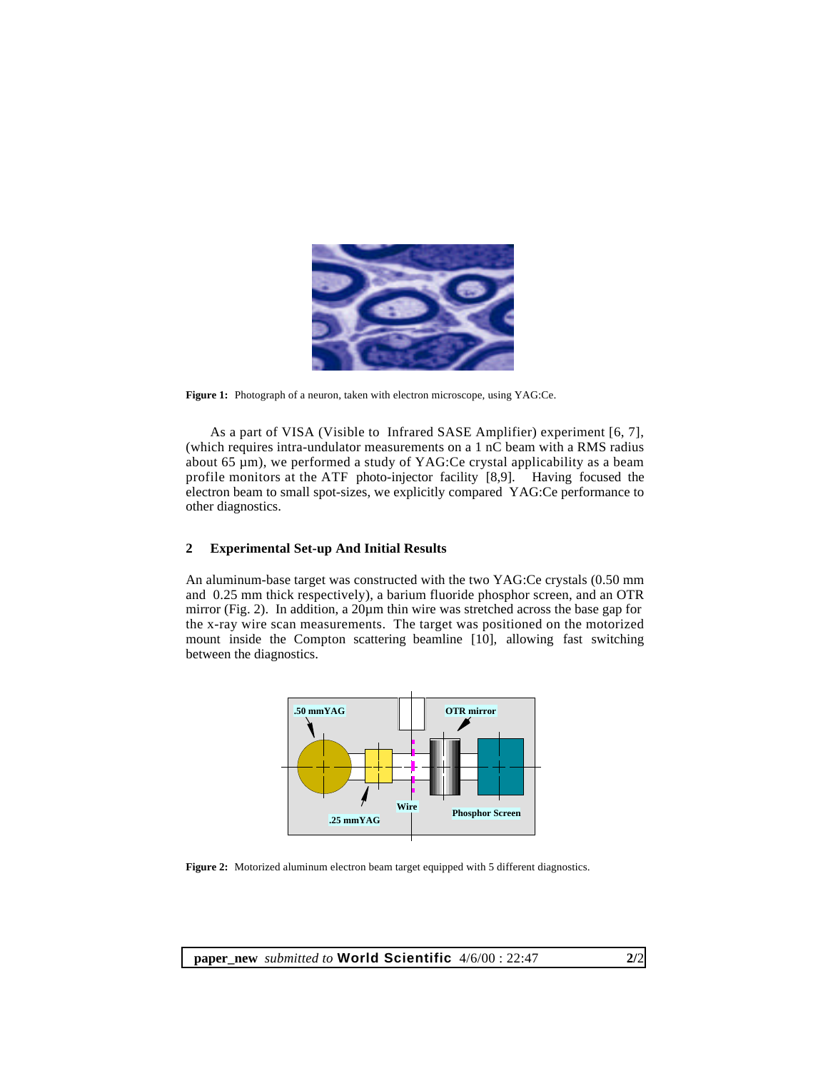**Figure 1:** Photograph of a neuron, taken with electron microscope, using YAG:Ce.

As a part of VISA (Visible to Infrared SASE Amplifier) experiment [6, 7], (which requires intra-undulator measurements on a 1 nC beam with a RMS radius about 65 µm), we performed a study of YAG:Ce crystal applicability as a beam profile monitors at the ATF photo-injector facility [8,9]. Having focused the electron beam to small spot-sizes, we explicitly compared YAG:Ce performance to other diagnostics.

## 2 Experimental Set-up And Initial Results

An aluminum-base target was constructed with the two YAG:Ce crystals (0.50 mm and 0.25 mm thick respectively), a barium fluoride phosphor screen, and an OTR mirror (Fig. 2). In addition, a 20µm thin wire was stretched across the base gap for the x-ray wire scan measurements. The target was positioned on the motorized mount inside the Compton scattering beamline [10], allowing fast switching between the diagnostics.

**Figure 2:** Motorized aluminum electron beam target equipped with 5 different diagnostics.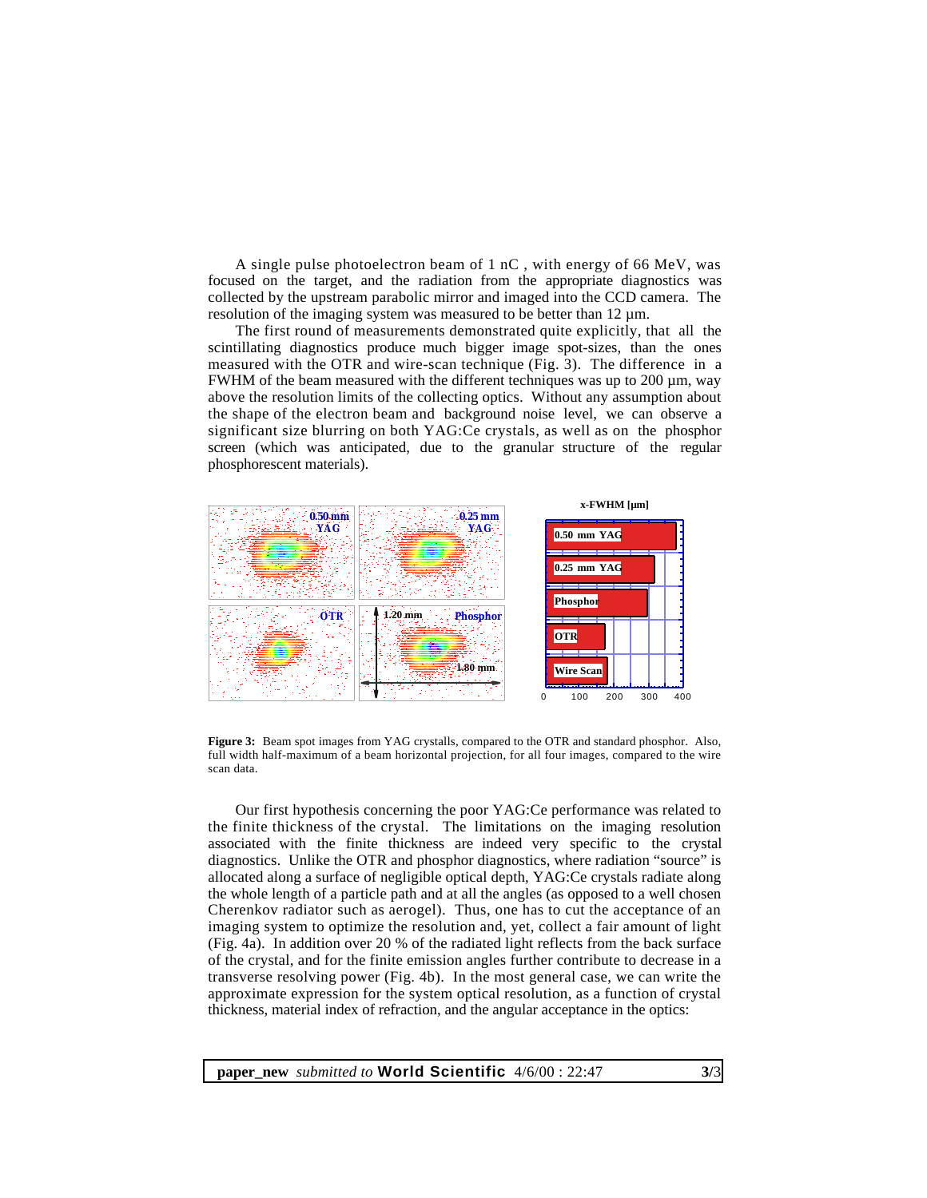A single pulse photoelectron beam of 1 nC , with energy of 66 MeV, was focused on the target, and the radiation from the appropriate diagnostics was collected by the upstream parabolic mirror and imaged into the CCD camera. The resolution of the imaging system was measured to be better than 12 µm.

The first round of measurements demonstrated quite explicitly, that all the scintillating diagnostics produce much bigger image spot-sizes, than the ones measured with the OTR and wire-scan technique (Fig. 3). The difference in a FWHM of the beam measured with the different techniques was up to 200 µm, way above the resolution limits of the collecting optics. Without any assumption about the shape of the electron beam and background noise level, we can observe a significant size blurring on both YAG:Ce crystals, as well as on the phosphor screen (which was anticipated, due to the granular structure of the regular phosphorescent materials).

**Figure 3:** Beam spot images from YAG crystalls, compared to the OTR and standard phosphor. Also, full width half-maximum of a beam horizontal projection, for all four images, compared to the wire scan data.

Our first hypothesis concerning the poor YAG:Ce performance was related to the finite thickness of the crystal. The limitations on the imaging resolution associated with the finite thickness are indeed very specific to the crystal diagnostics. Unlike the OTR and phosphor diagnostics, where radiation "source" is allocated along a surface of negligible optical depth, YAG:Ce crystals radiate along the whole length of a particle path and at all the angles (as opposed to a well chosen Cherenkov radiator such as aerogel). Thus, one has to cut the acceptance of an imaging system to optimize the resolution and, yet, collect a fair amount of light (Fig. 4a). In addition over 20 % of the radiated light reflects from the back surface of the crystal, and for the finite emission angles further contribute to decrease in a transverse resolving power (Fig. 4b). In the most general case, we can write the approximate expression for the system optical resolution, as a function of crystal thickness, material index of refraction, and the angular acceptance in the optics: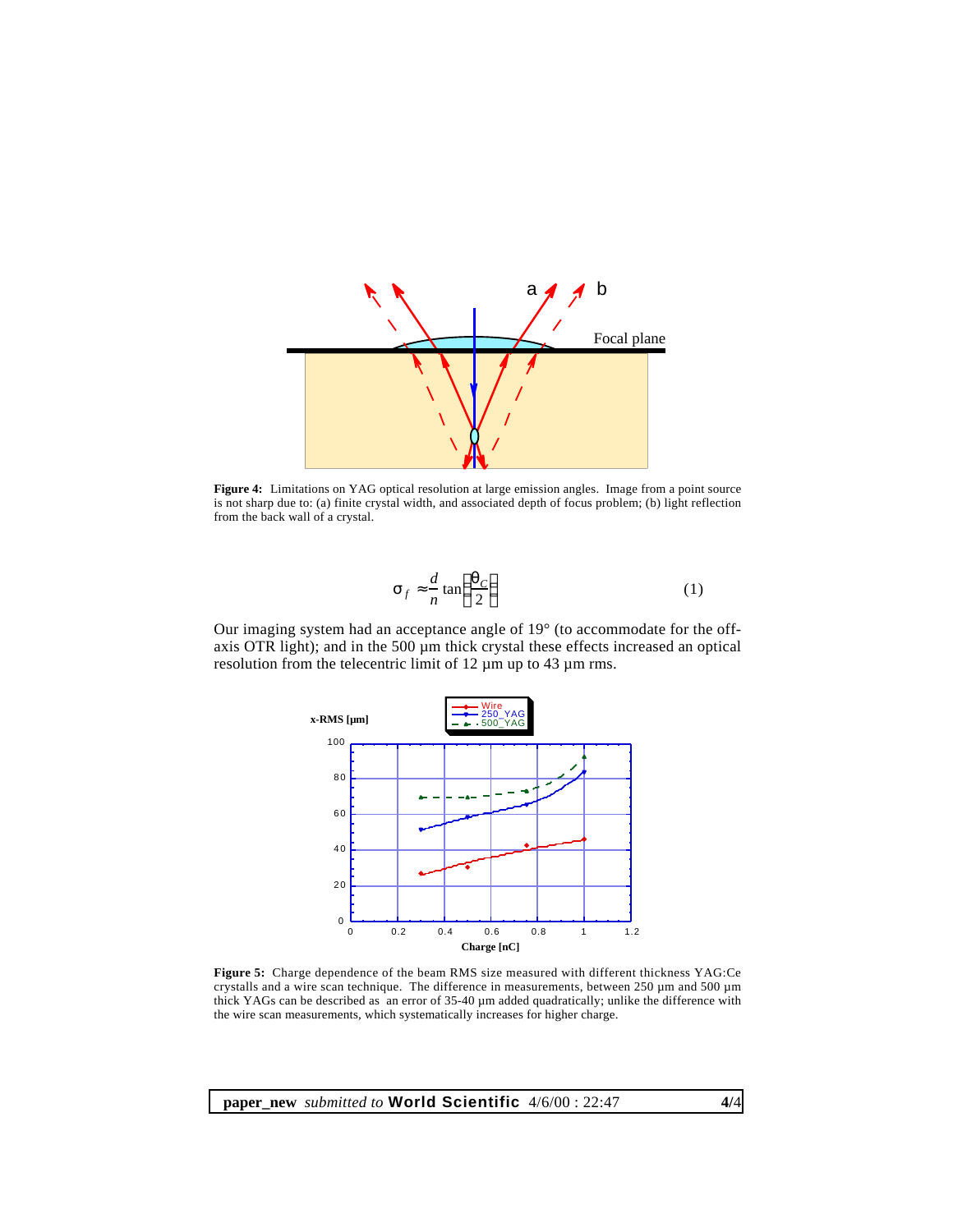**Figure 4:** Limitations on YAG optical resolution at large emission angles. Image from a point source is not sharp due to: (a) finite crystal width, and associated depth of focus problem; (b) light reflection from the back wall of a crystal.

$$\sigma_f \approx \frac{d}{n} \tan\left(\frac{\theta_C}{2}\right) \tag{1}$$

Our imaging system had an acceptance angle of 19° (to accommodate for the off-axis OTR light); and in the 500 µm thick crystal these effects increased an optical resolution from the telecentric limit of 12 µm up to 43 µm rms.

**Figure 5:** Charge dependence of the beam RMS size measured with different thickness YAG:Ce crystalls and a wire scan technique. The difference in measurements, between 250 µm and 500 µm thick YAGs can be described as an error of 35-40 µm added quadratically; unlike the difference with the wire scan measurements, which systematically increases for higher charge.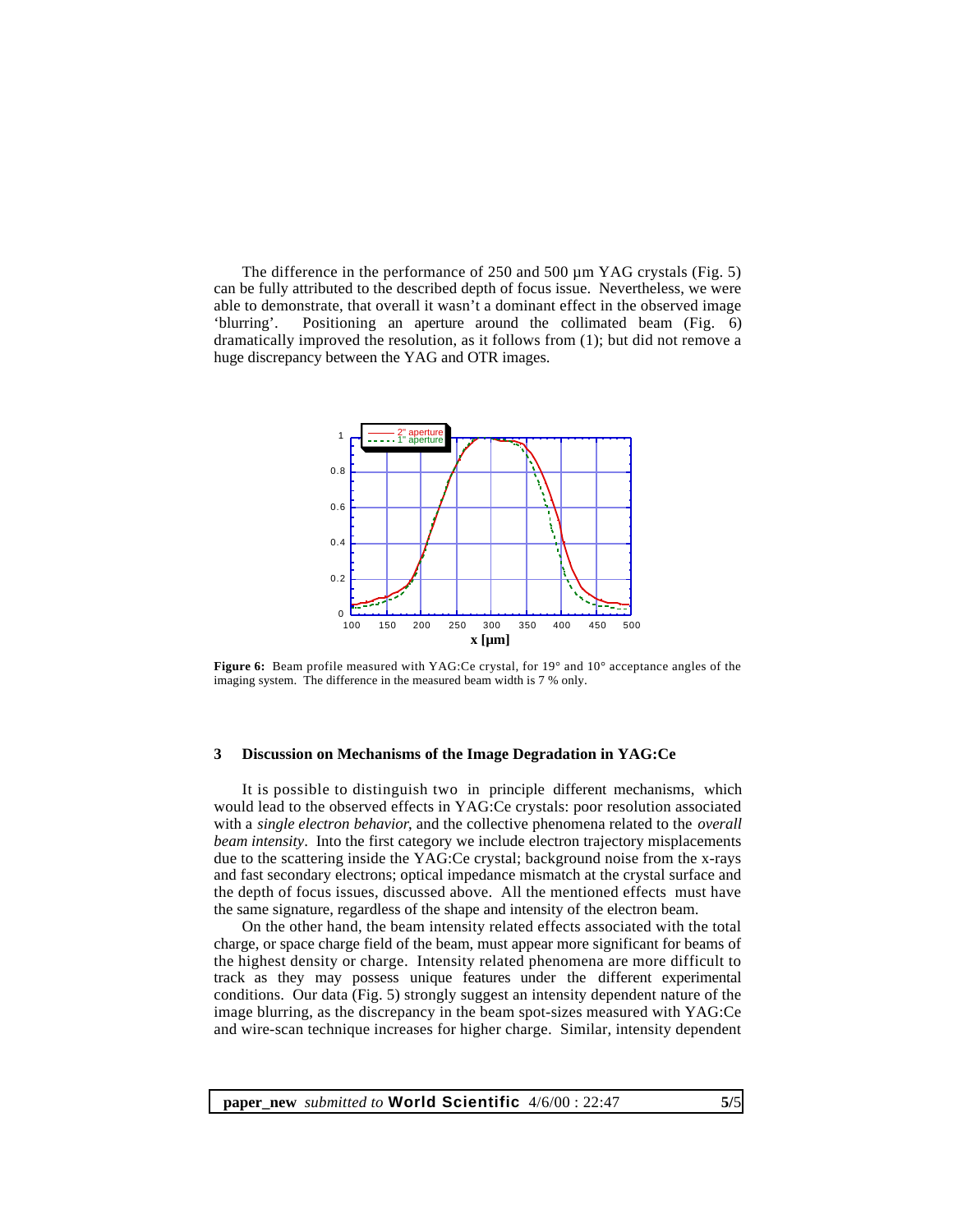The difference in the performance of 250 and 500 µm YAG crystals (Fig. 5) can be fully attributed to the described depth of focus issue. Nevertheless, we were able to demonstrate, that overall it wasn't a dominant effect in the observed image 'blurring'. Positioning an aperture around the collimated beam (Fig. 6) dramatically improved the resolution, as it follows from (1); but did not remove a huge discrepancy between the YAG and OTR images.

**Figure 6:** Beam profile measured with YAG:Ce crystal, for 19° and 10° acceptance angles of the imaging system. The difference in the measured beam width is 7 % only.

### 3 Discussion on Mechanisms of the Image Degradation in YAG:Ce

It is possible to distinguish two in principle different mechanisms, which would lead to the observed effects in YAG:Ce crystals: poor resolution associated with a *single electron behavior*, and the collective phenomena related to the *overall beam intensity*. Into the first category we include electron trajectory misplacements due to the scattering inside the YAG:Ce crystal; background noise from the x-rays and fast secondary electrons; optical impedance mismatch at the crystal surface and the depth of focus issues, discussed above. All the mentioned effects must have the same signature, regardless of the shape and intensity of the electron beam.

On the other hand, the beam intensity related effects associated with the total charge, or space charge field of the beam, must appear more significant for beams of the highest density or charge. Intensity related phenomena are more difficult to track as they may possess unique features under the different experimental conditions. Our data (Fig. 5) strongly suggest an intensity dependent nature of the image blurring, as the discrepancy in the beam spot-sizes measured with YAG:Ce and wire-scan technique increases for higher charge. Similar, intensity dependent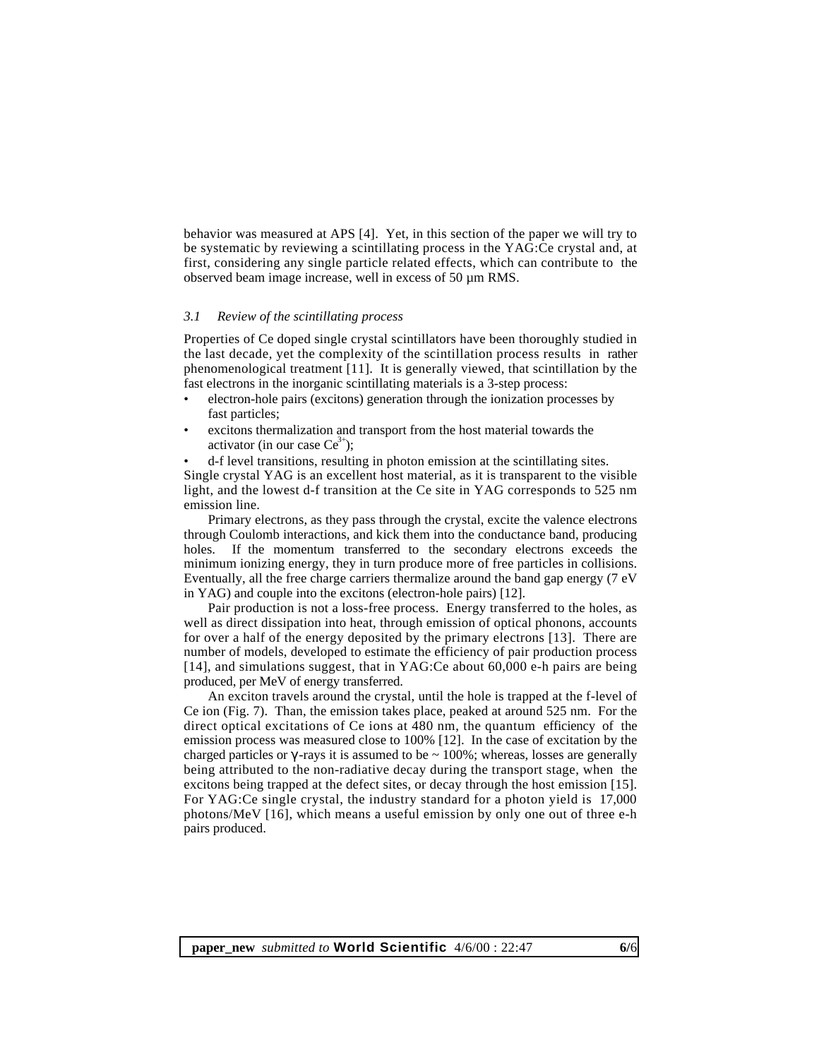behavior was measured at APS [4]. Yet, in this section of the paper we will try to be systematic by reviewing a scintillating process in the YAG:Ce crystal and, at first, considering any single particle related effects, which can contribute to the observed beam image increase, well in excess of 50 µm RMS.

### *3.1 Review of the scintillating process*

Properties of Ce doped single crystal scintillators have been thoroughly studied in the last decade, yet the complexity of the scintillation process results in rather phenomenological treatment [11]. It is generally viewed, that scintillation by the fast electrons in the inorganic scintillating materials is a 3-step process:

- electron-hole pairs (excitons) generation through the ionization processes by fast particles;
- excitons thermalization and transport from the host material towards the activator (in our case $Ce^{3+}$);
- d-f level transitions, resulting in photon emission at the scintillating sites.

Single crystal YAG is an excellent host material, as it is transparent to the visible light, and the lowest d-f transition at the Ce site in YAG corresponds to 525 nm emission line.

Primary electrons, as they pass through the crystal, excite the valence electrons through Coulomb interactions, and kick them into the conductance band, producing holes. If the momentum transferred to the secondary electrons exceeds the minimum ionizing energy, they in turn produce more of free particles in collisions. Eventually, all the free charge carriers thermalize around the band gap energy (7 eV in YAG) and couple into the excitons (electron-hole pairs) [12].

Pair production is not a loss-free process. Energy transferred to the holes, as well as direct dissipation into heat, through emission of optical phonons, accounts for over a half of the energy deposited by the primary electrons [13]. There are number of models, developed to estimate the efficiency of pair production process [14], and simulations suggest, that in YAG:Ce about 60,000 e-h pairs are being produced, per MeV of energy transferred.

An exciton travels around the crystal, until the hole is trapped at the f-level of Ce ion (Fig. 7). Than, the emission takes place, peaked at around 525 nm. For the direct optical excitations of Ce ions at 480 nm, the quantum efficiency of the emission process was measured close to 100% [12]. In the case of excitation by the charged particles or $\gamma$-rays it is assumed to be ~ 100%; whereas, losses are generally being attributed to the non-radiative decay during the transport stage, when the excitons being trapped at the defect sites, or decay through the host emission [15]. For YAG:Ce single crystal, the industry standard for a photon yield is 17,000 photons/MeV [16], which means a useful emission by only one out of three e-h pairs produced.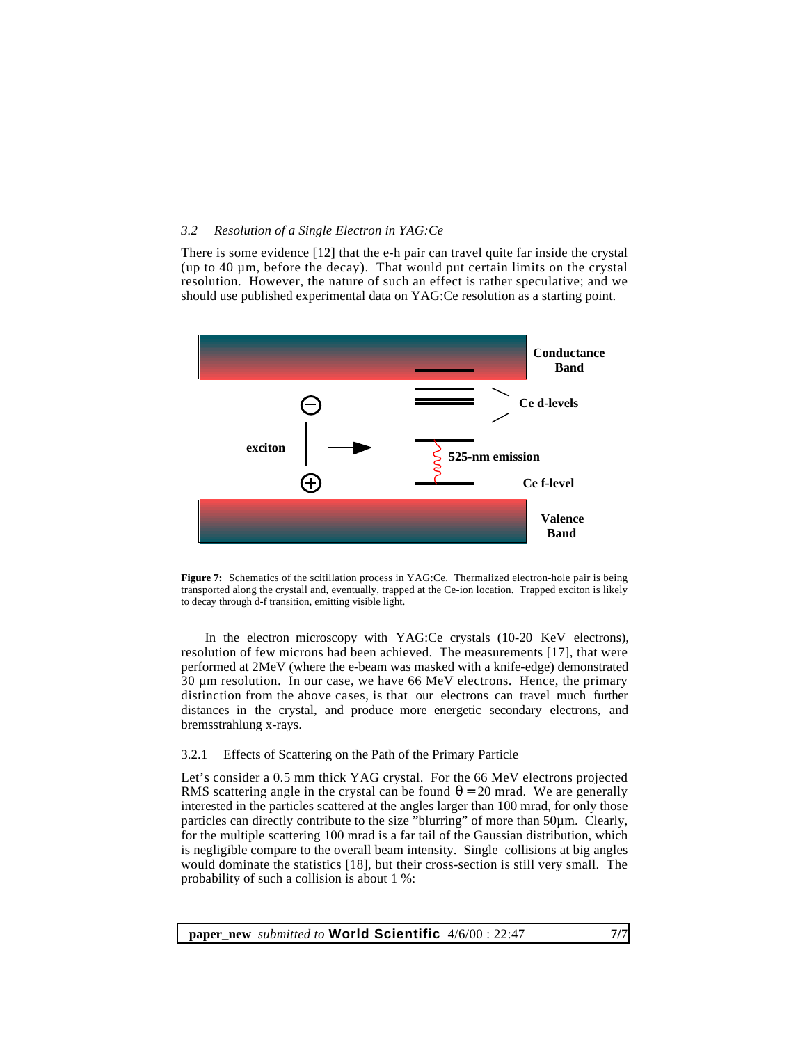### *3.2 Resolution of a Single Electron in YAG:Ce*

There is some evidence [12] that the e-h pair can travel quite far inside the crystal (up to 40 µm, before the decay). That would put certain limits on the crystal resolution. However, the nature of such an effect is rather speculative; and we should use published experimental data on YAG:Ce resolution as a starting point.

**Figure 7:** Schematics of the scitillation process in YAG:Ce. Thermalized electron-hole pair is being transported along the crystall and, eventually, trapped at the Ce-ion location. Trapped exciton is likely to decay through d-f transition, emitting visible light.

In the electron microscopy with YAG:Ce crystals (10-20 KeV electrons), resolution of few microns had been achieved. The measurements [17], that were performed at 2MeV (where the e-beam was masked with a knife-edge) demonstrated 30 µm resolution. In our case, we have 66 MeV electrons. Hence, the primary distinction from the above cases, is that our electrons can travel much further distances in the crystal, and produce more energetic secondary electrons, and bremsstrahlung x-rays.

#### 3.2.1 Effects of Scattering on the Path of the Primary Particle

Let's consider a 0.5 mm thick YAG crystal. For the 66 MeV electrons projected RMS scattering angle in the crystal can be found $\theta = 20$ mrad. We are generally interested in the particles scattered at the angles larger than 100 mrad, for only those particles can directly contribute to the size "blurring" of more than 50µm. Clearly, for the multiple scattering 100 mrad is a far tail of the Gaussian distribution, which is negligible compare to the overall beam intensity. Single collisions at big angles would dominate the statistics [18], but their cross-section is still very small. The probability of such a collision is about 1 %: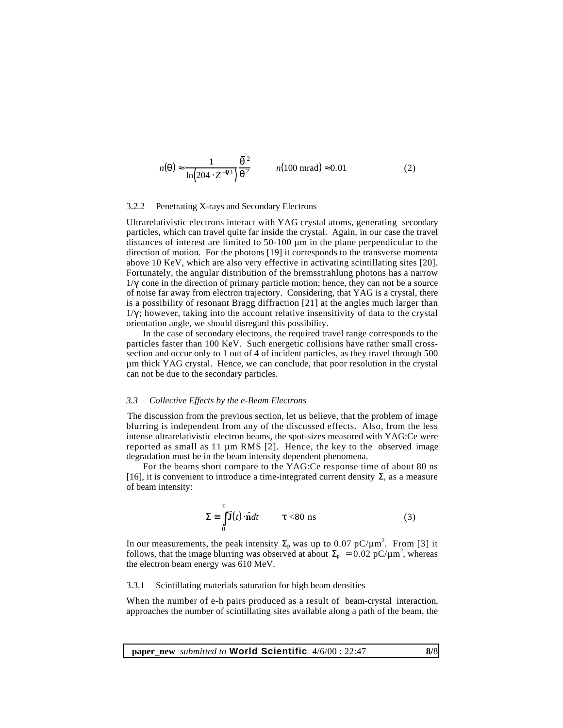$$n(\theta) \approx \frac{1}{\ln\left(204 \cdot Z^{-1/3}\right)} \frac{\bar{\theta}^2}{\theta^2} \qquad n(100 \text{ mrad}) \approx 0.01 \tag{2}$$

#### 3.2.2 Penetrating X-rays and Secondary Electrons

Ultrarelativistic electrons interact with YAG crystal atoms, generating secondary particles, which can travel quite far inside the crystal. Again, in our case the travel distances of interest are limited to 50-100 µm in the plane perpendicular to the direction of motion. For the photons [19] it corresponds to the transverse momenta above 10 KeV, which are also very effective in activating scintillating sites [20]. Fortunately, the angular distribution of the bremsstrahlung photons has a narrow $1/\gamma$ cone in the direction of primary particle motion; hence, they can not be a source of noise far away from electron trajectory. Considering, that YAG is a crystal, there is a possibility of resonant Bragg diffraction [21] at the angles much larger than $1/\gamma$; however, taking into the account relative insensitivity of data to the crystal orientation angle, we should disregard this possibility.

In the case of secondary electrons, the required travel range corresponds to the particles faster than 100 KeV. Such energetic collisions have rather small cross-section and occur only to 1 out of 4 of incident particles, as they travel through 500 µm thick YAG crystal. Hence, we can conclude, that poor resolution in the crystal can not be due to the secondary particles.

### *3.3 Collective Effects by the e-Beam Electrons*

The discussion from the previous section, let us believe, that the problem of image blurring is independent from any of the discussed effects. Also, from the less intense ultrarelativistic electron beams, the spot-sizes measured with YAG:Ce were reported as small as 11 µm RMS [2]. Hence, the key to the observed image degradation must be in the beam intensity dependent phenomena.

For the beams short compare to the YAG:Ce response time of about 80 ns [16], it is convenient to introduce a time-integrated current density $\Sigma$, as a measure of beam intensity:

$$\Sigma \equiv \int_0^{\tau} \vec{J}(t) \cdot \hat{\mathbf{n}} dt \qquad \tau < 80 \text{ ns} \tag{3}$$

In our measurements, the peak intensity $\Sigma_p$ was up to 0.07 pC/µm$^2$. From [3] it follows, that the image blurring was observed at about $\Sigma_p = 0.02$ pC/µm$^2$, whereas the electron beam energy was 610 MeV.

#### 3.3.1 Scintillating materials saturation for high beam densities

When the number of e-h pairs produced as a result of beam-crystal interaction, approaches the number of scintillating sites available along a path of the beam, the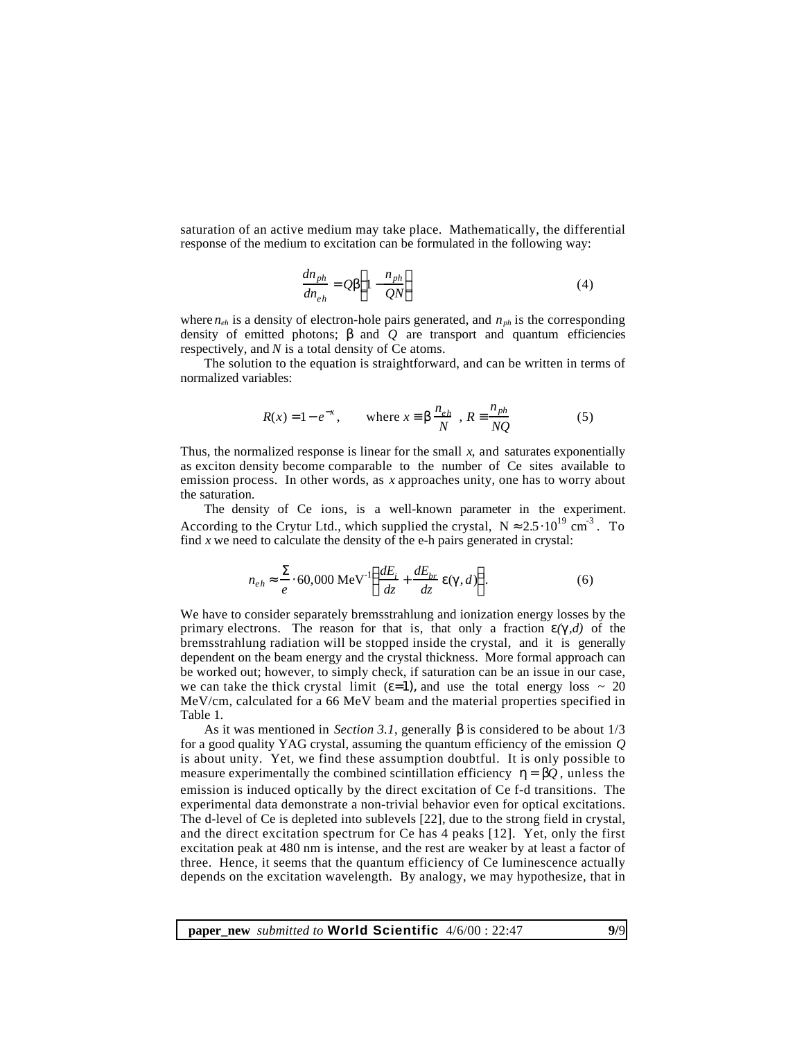saturation of an active medium may take place. Mathematically, the differential response of the medium to excitation can be formulated in the following way:

$$\frac{dn_{ph}}{dn_{eh}} = Q\beta\left(1 - \frac{n_{ph}}{QN}\right) \tag{4}$$

where $n_{eh}$ is a density of electron-hole pairs generated, and $n_{ph}$ is the corresponding density of emitted photons; $\beta$ and $Q$ are transport and quantum efficiencies respectively, and $N$ is a total density of Ce atoms.

The solution to the equation is straightforward, and can be written in terms of normalized variables:

$$R(x) = 1 - e^{-x}, \qquad \text{where } x \equiv \beta\frac{n_{eh}}{N}, \; R \equiv \frac{n_{ph}}{NQ} \tag{5}$$

Thus, the normalized response is linear for the small $x$, and saturates exponentially as exciton density become comparable to the number of Ce sites available to emission process. In other words, as $x$ approaches unity, one has to worry about the saturation.

The density of Ce ions, is a well-known parameter in the experiment. According to the Crytur Ltd., which supplied the crystal, $N \approx 2.5 \cdot 10^{19}\ \text{cm}^{-3}$. To find $x$ we need to calculate the density of the e-h pairs generated in crystal:

$$n_{eh} \approx \frac{\Sigma}{e} \cdot 60{,}000\ \text{MeV}^{-1}\left(\frac{dE_i}{dz} + \frac{dE_{br}}{dz}\varepsilon(\gamma, d)\right). \tag{6}$$

We have to consider separately bremsstrahlung and ionization energy losses by the primary electrons. The reason for that is, that only a fraction $\varepsilon(\gamma,d)$ of the bremsstrahlung radiation will be stopped inside the crystal, and it is generally dependent on the beam energy and the crystal thickness. More formal approach can be worked out; however, to simply check, if saturation can be an issue in our case, we can take the thick crystal limit ($\varepsilon$=1), and use the total energy loss ~ 20 MeV/cm, calculated for a 66 MeV beam and the material properties specified in Table 1.

As it was mentioned in *Section 3.1*, generally $\beta$ is considered to be about 1/3 for a good quality YAG crystal, assuming the quantum efficiency of the emission $Q$ is about unity. Yet, we find these assumption doubtful. It is only possible to measure experimentally the combined scintillation efficiency $\eta = \beta Q$, unless the emission is induced optically by the direct excitation of Ce f-d transitions. The experimental data demonstrate a non-trivial behavior even for optical excitations. The d-level of Ce is depleted into sublevels [22], due to the strong field in crystal, and the direct excitation spectrum for Ce has 4 peaks [12]. Yet, only the first excitation peak at 480 nm is intense, and the rest are weaker by at least a factor of three. Hence, it seems that the quantum efficiency of Ce luminescence actually depends on the excitation wavelength. By analogy, we may hypothesize, that in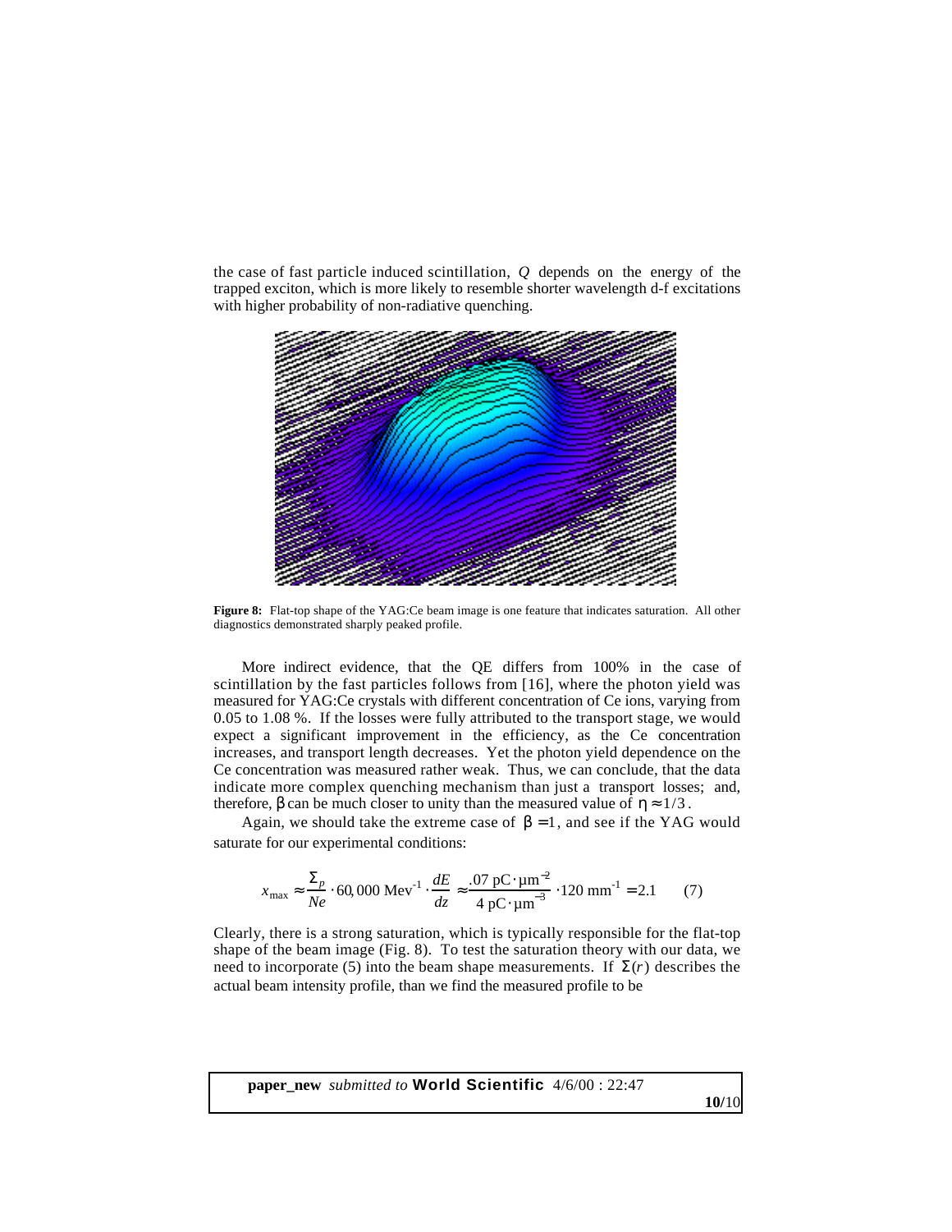the case of fast particle induced scintillation, $Q$ depends on the energy of the trapped exciton, which is more likely to resemble shorter wavelength d-f excitations with higher probability of non-radiative quenching.

**Figure 8:** Flat-top shape of the YAG:Ce beam image is one feature that indicates saturation. All other diagnostics demonstrated sharply peaked profile.

More indirect evidence, that the QE differs from 100% in the case of scintillation by the fast particles follows from [16], where the photon yield was measured for YAG:Ce crystals with different concentration of Ce ions, varying from 0.05 to 1.08 %. If the losses were fully attributed to the transport stage, we would expect a significant improvement in the efficiency, as the Ce concentration increases, and transport length decreases. Yet the photon yield dependence on the Ce concentration was measured rather weak. Thus, we can conclude, that the data indicate more complex quenching mechanism than just a transport losses; and, therefore, $\beta$ can be much closer to unity than the measured value of $\eta \approx 1/3$.

Again, we should take the extreme case of $\beta = 1$, and see if the YAG would saturate for our experimental conditions:

$$x_{\max} \approx \frac{\Sigma_p}{Ne} \cdot 60,000 \text{ Mev}^{-1} \cdot \frac{dE}{dz} \approx \frac{.07 \text{ pC} \cdot \mu\text{m}^{-2}}{4 \text{ pC} \cdot \mu\text{m}^{-3}} \cdot 120 \text{ mm}^{-1} = 2.1 \qquad (7)$$

Clearly, there is a strong saturation, which is typically responsible for the flat-top shape of the beam image (Fig. 8). To test the saturation theory with our data, we need to incorporate (5) into the beam shape measurements. If $\Sigma(r)$ describes the actual beam intensity profile, than we find the measured profile to be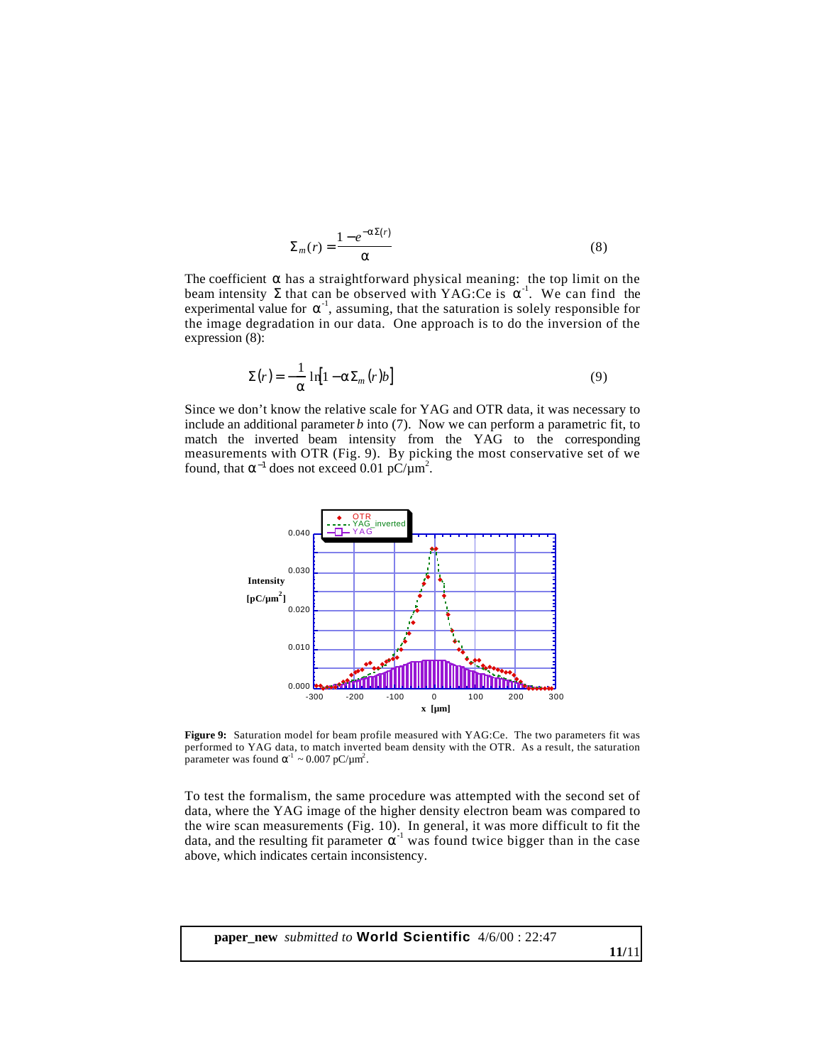$$\Sigma_m(r) = \frac{1 - e^{-\alpha \Sigma(r)}}{\alpha} \tag{8}$$

The coefficient $\alpha$ has a straightforward physical meaning: the top limit on the beam intensity $\Sigma$ that can be observed with YAG:Ce is $\alpha^{-1}$. We can find the experimental value for $\alpha^{-1}$, assuming, that the saturation is solely responsible for the image degradation in our data. One approach is to do the inversion of the expression (8):

$$\Sigma(r) = -\frac{1}{\alpha} \ln\left[1 - \alpha \Sigma_m(r) b\right] \tag{9}$$

Since we don't know the relative scale for YAG and OTR data, it was necessary to include an additional parameter *b* into (7). Now we can perform a parametric fit, to match the inverted beam intensity from the YAG to the corresponding measurements with OTR (Fig. 9). By picking the most conservative set of we found, that $\alpha^{-1}$ does not exceed 0.01 pC/μm$^2$.

**Figure 9:** Saturation model for beam profile measured with YAG:Ce. The two parameters fit was performed to YAG data, to match inverted beam density with the OTR. As a result, the saturation parameter was found $\alpha^{-1} \sim 0.007$ pC/μm$^2$.

To test the formalism, the same procedure was attempted with the second set of data, where the YAG image of the higher density electron beam was compared to the wire scan measurements (Fig. 10). In general, it was more difficult to fit the data, and the resulting fit parameter $\alpha^{-1}$ was found twice bigger than in the case above, which indicates certain inconsistency.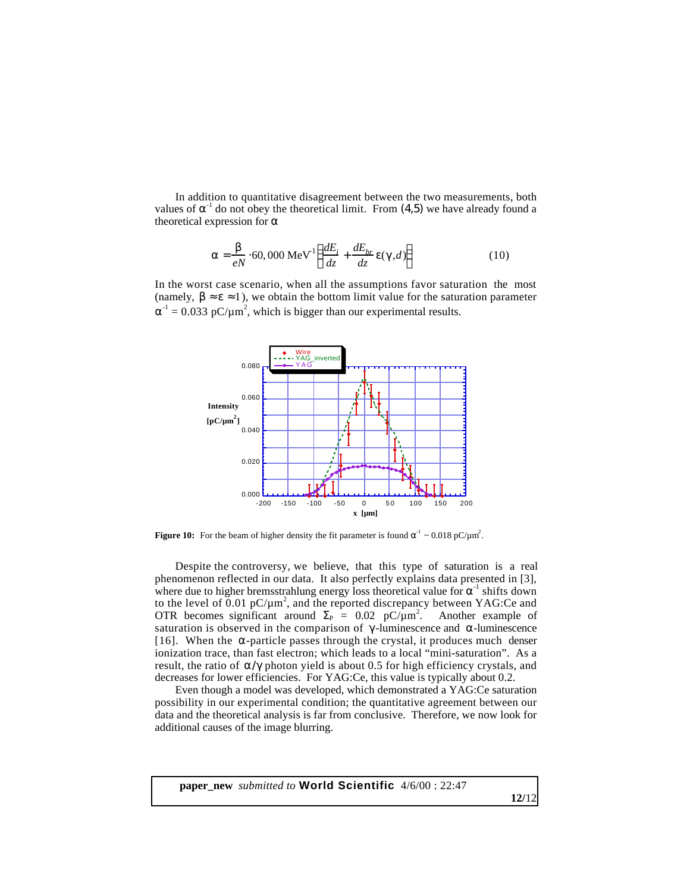In addition to quantitative disagreement between the two measurements, both values of $\alpha^{-1}$ do not obey the theoretical limit. From (4,5) we have already found a theoretical expression for $\alpha$

$$\alpha = \frac{\beta}{eN} \cdot 60,000 \text{ MeV}^{-1} \left( \frac{dE_i}{dz} + \frac{dE_{br}}{dz} \varepsilon(\gamma, d) \right) \tag{10}$$

In the worst case scenario, when all the assumptions favor saturation the most (namely, $\beta \approx \varepsilon \approx 1$), we obtain the bottom limit value for the saturation parameter $\alpha^{-1} = 0.033$ pC/μm$^2$, which is bigger than our experimental results.

**Figure 10:** For the beam of higher density the fit parameter is found $\alpha^{-1} \sim 0.018$ pC/μm$^2$.

Despite the controversy, we believe, that this type of saturation is a real phenomenon reflected in our data. It also perfectly explains data presented in [3], where due to higher bremsstrahlung energy loss theoretical value for $\alpha^{-1}$ shifts down to the level of 0.01 pC/μm$^2$, and the reported discrepancy between YAG:Ce and OTR becomes significant around $\Sigma_P$ = 0.02 pC/μm$^2$. Another example of saturation is observed in the comparison of $\gamma$-luminescence and $\alpha$-luminescence [16]. When the $\alpha$-particle passes through the crystal, it produces much denser ionization trace, than fast electron; which leads to a local "mini-saturation". As a result, the ratio of $\alpha/\gamma$ photon yield is about 0.5 for high efficiency crystals, and decreases for lower efficiencies. For YAG:Ce, this value is typically about 0.2.

Even though a model was developed, which demonstrated a YAG:Ce saturation possibility in our experimental condition; the quantitative agreement between our data and the theoretical analysis is far from conclusive. Therefore, we now look for additional causes of the image blurring.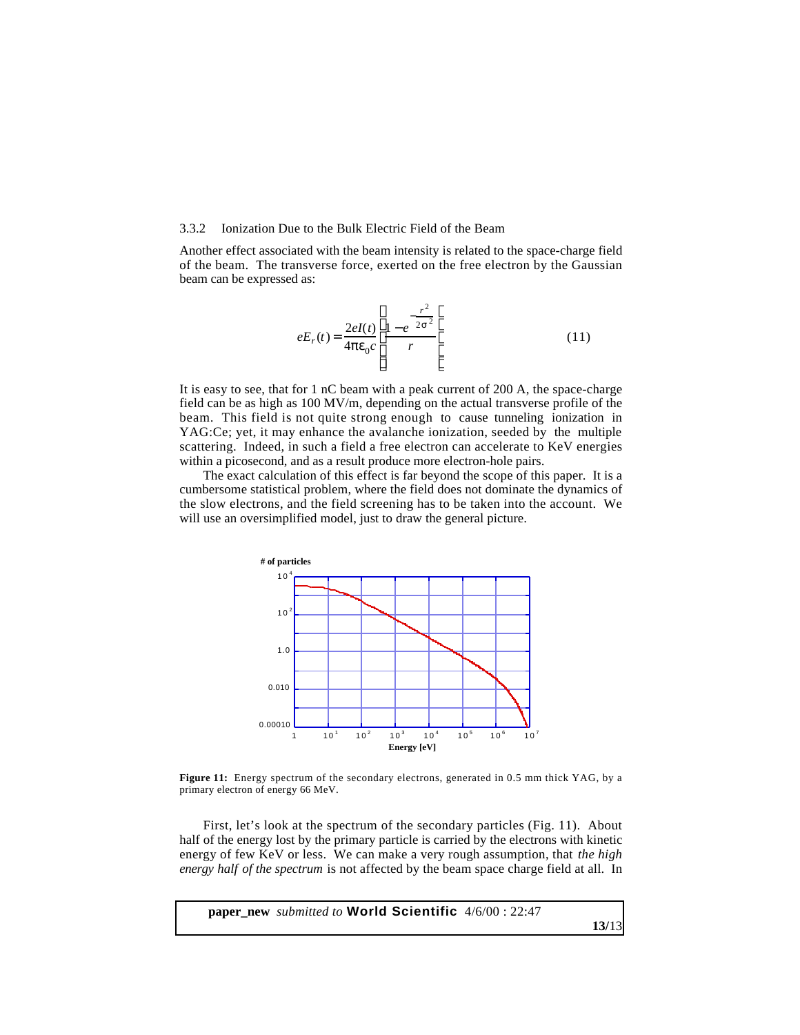### 3.3.2 Ionization Due to the Bulk Electric Field of the Beam

Another effect associated with the beam intensity is related to the space-charge field of the beam. The transverse force, exerted on the free electron by the Gaussian beam can be expressed as:

$$eE_r(t) = \frac{2eI(t)}{4\pi\varepsilon_0 c}\left(\frac{1 - e^{-\frac{r^2}{2\sigma^2}}}{r}\right) \tag{11}$$

It is easy to see, that for 1 nC beam with a peak current of 200 A, the space-charge field can be as high as 100 MV/m, depending on the actual transverse profile of the beam. This field is not quite strong enough to cause tunneling ionization in YAG:Ce; yet, it may enhance the avalanche ionization, seeded by the multiple scattering. Indeed, in such a field a free electron can accelerate to KeV energies within a picosecond, and as a result produce more electron-hole pairs.

The exact calculation of this effect is far beyond the scope of this paper. It is a cumbersome statistical problem, where the field does not dominate the dynamics of the slow electrons, and the field screening has to be taken into the account. We will use an oversimplified model, just to draw the general picture.

**Figure 11:** Energy spectrum of the secondary electrons, generated in 0.5 mm thick YAG, by a primary electron of energy 66 MeV.

First, let's look at the spectrum of the secondary particles (Fig. 11). About half of the energy lost by the primary particle is carried by the electrons with kinetic energy of few KeV or less. We can make a very rough assumption, that *the high energy half of the spectrum* is not affected by the beam space charge field at all. In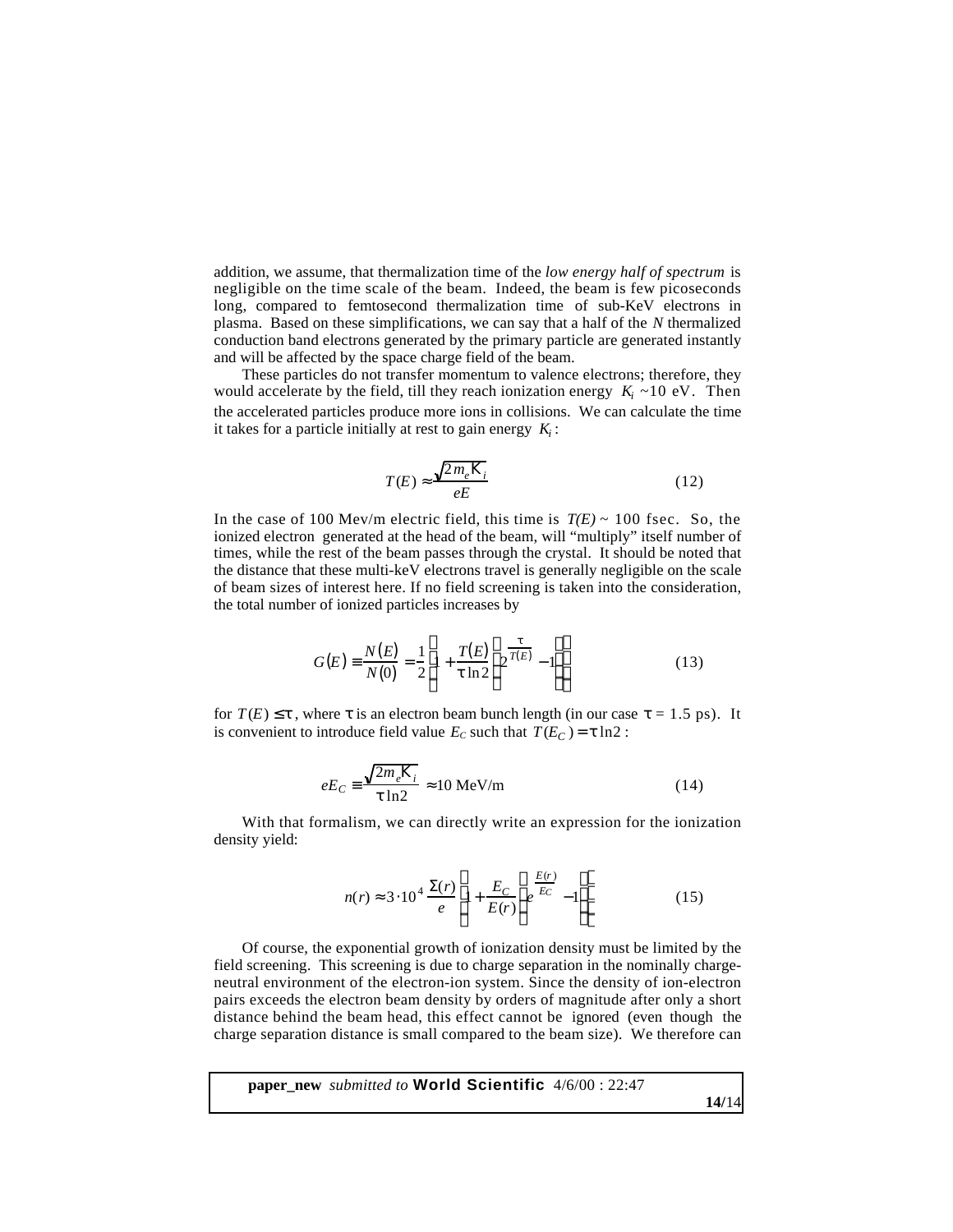addition, we assume, that thermalization time of the *low energy half of spectrum* is negligible on the time scale of the beam. Indeed, the beam is few picoseconds long, compared to femtosecond thermalization time of sub-KeV electrons in plasma. Based on these simplifications, we can say that a half of the *N* thermalized conduction band electrons generated by the primary particle are generated instantly and will be affected by the space charge field of the beam.

These particles do not transfer momentum to valence electrons; therefore, they would accelerate by the field, till they reach ionization energy $K_i$ ~10 eV. Then the accelerated particles produce more ions in collisions. We can calculate the time it takes for a particle initially at rest to gain energy $K_i$:

$$T(E) \approx \frac{\sqrt{2 m_e K_i}}{eE} \tag{12}$$

In the case of 100 Mev/m electric field, this time is $T(E)$ ~ 100 fsec. So, the ionized electron generated at the head of the beam, will "multiply" itself number of times, while the rest of the beam passes through the crystal. It should be noted that the distance that these multi-keV electrons travel is generally negligible on the scale of beam sizes of interest here. If no field screening is taken into the consideration, the total number of ionized particles increases by

$$G(E) \equiv \frac{N(E)}{N(0)} = \frac{1}{2}\left[1 + \frac{T(E)}{\tau \ln 2}\left(2^{\frac{\tau}{T(E)}} - 1\right)\right] \tag{13}$$

for $T(E) \leq \tau$, where $\tau$ is an electron beam bunch length (in our case $\tau$ = 1.5 ps). It is convenient to introduce field value $E_C$ such that $T(E_C) = \tau \ln 2$:

$$eE_C \equiv \frac{\sqrt{2m_e K_i}}{\tau \ln 2} \approx 10 \text{ MeV/m} \tag{14}$$

With that formalism, we can directly write an expression for the ionization density yield:

$$n(r) \approx 3 \cdot 10^4 \, \frac{\Sigma(r)}{e}\left[1 + \frac{E_C}{E(r)}\left(e^{\frac{E(r)}{E_C}} - 1\right)\right] \tag{15}$$

Of course, the exponential growth of ionization density must be limited by the field screening. This screening is due to charge separation in the nominally charge-neutral environment of the electron-ion system. Since the density of ion-electron pairs exceeds the electron beam density by orders of magnitude after only a short distance behind the beam head, this effect cannot be ignored (even though the charge separation distance is small compared to the beam size). We therefore can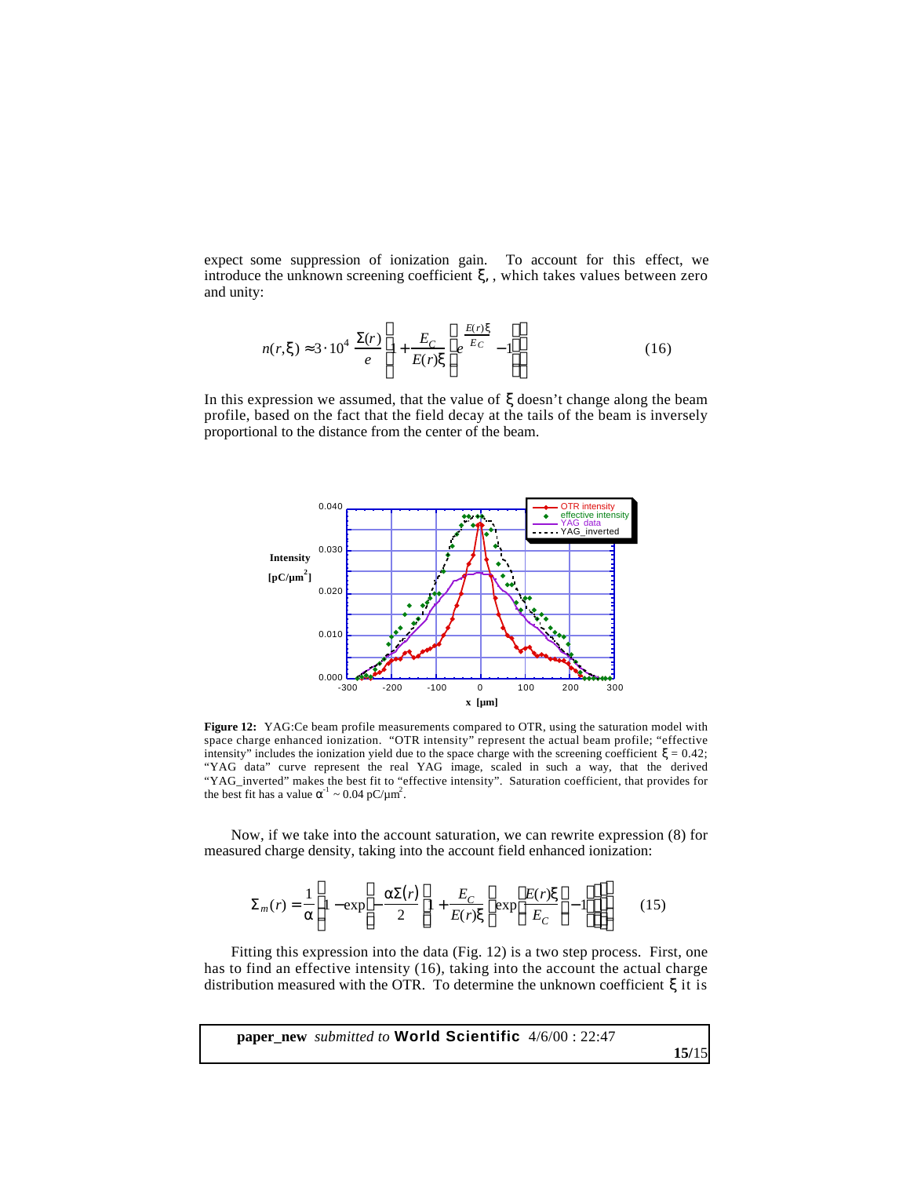expect some suppression of ionization gain. To account for this effect, we introduce the unknown screening coefficient $\xi$, , which takes values between zero and unity:

$$n(r,\xi) \approx 3\cdot 10^4 \,\frac{\Sigma(r)}{e}\left[1+\frac{E_C}{E(r)\xi}\left(e^{\frac{E(r)\xi}{E_C}}-1\right)\right] \tag{16}$$

In this expression we assumed, that the value of $\xi$ doesn't change along the beam profile, based on the fact that the field decay at the tails of the beam is inversely proportional to the distance from the center of the beam.

**Figure 12:** YAG:Ce beam profile measurements compared to OTR, using the saturation model with space charge enhanced ionization. "OTR intensity" represent the actual beam profile; "effective intensity" includes the ionization yield due to the space charge with the screening coefficient $\xi = 0.42$; "YAG data" curve represent the real YAG image, scaled in such a way, that the derived "YAG_inverted" makes the best fit to "effective intensity". Saturation coefficient, that provides for the best fit has a value $\alpha^{-1} \sim 0.04$ pC/μm$^2$.

Now, if we take into the account saturation, we can rewrite expression (8) for measured charge density, taking into the account field enhanced ionization:

$$\Sigma_m(r) = \frac{1}{\alpha}\left[1-\exp\left(-\frac{\alpha\Sigma(r)}{2}\left[1+\frac{E_C}{E(r)\xi}\left(\exp\left(\frac{E(r)\xi}{E_C}\right)-1\right)\right]\right)\right] \tag{15}$$

Fitting this expression into the data (Fig. 12) is a two step process. First, one has to find an effective intensity (16), taking into the account the actual charge distribution measured with the OTR. To determine the unknown coefficient $\xi$ it is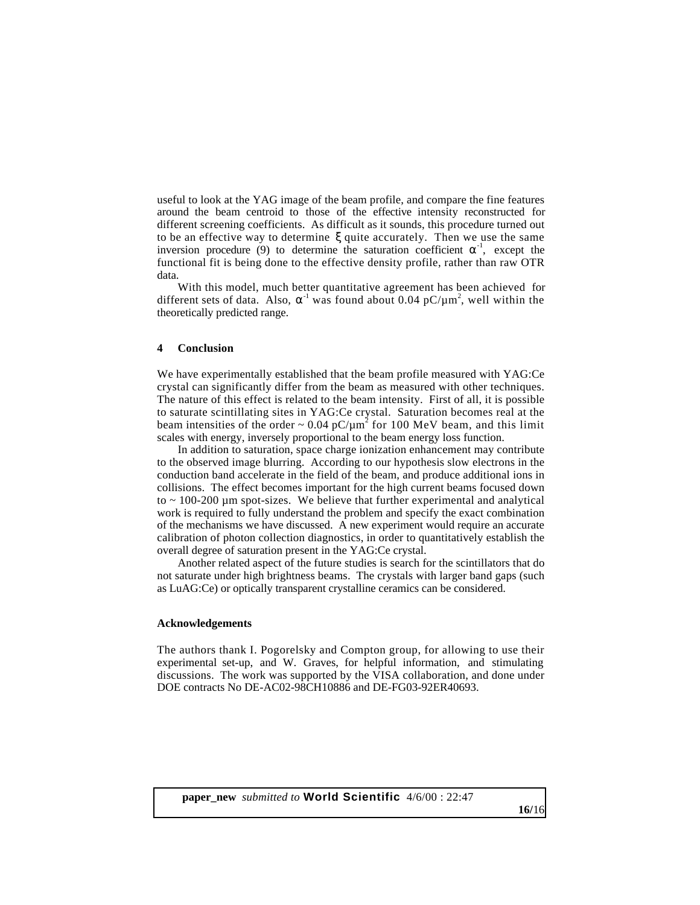useful to look at the YAG image of the beam profile, and compare the fine features around the beam centroid to those of the effective intensity reconstructed for different screening coefficients. As difficult as it sounds, this procedure turned out to be an effective way to determine $\xi$ quite accurately. Then we use the same inversion procedure (9) to determine the saturation coefficient $\alpha^{-1}$, except the functional fit is being done to the effective density profile, rather than raw OTR data.

With this model, much better quantitative agreement has been achieved for different sets of data. Also, $\alpha^{-1}$ was found about 0.04 pC/μm$^2$, well within the theoretically predicted range.

## 4 Conclusion

We have experimentally established that the beam profile measured with YAG:Ce crystal can significantly differ from the beam as measured with other techniques. The nature of this effect is related to the beam intensity. First of all, it is possible to saturate scintillating sites in YAG:Ce crystal. Saturation becomes real at the beam intensities of the order ~ 0.04 pC/μm$^2$ for 100 MeV beam, and this limit scales with energy, inversely proportional to the beam energy loss function.

In addition to saturation, space charge ionization enhancement may contribute to the observed image blurring. According to our hypothesis slow electrons in the conduction band accelerate in the field of the beam, and produce additional ions in collisions. The effect becomes important for the high current beams focused down to ~ 100-200 μm spot-sizes. We believe that further experimental and analytical work is required to fully understand the problem and specify the exact combination of the mechanisms we have discussed. A new experiment would require an accurate calibration of photon collection diagnostics, in order to quantitatively establish the overall degree of saturation present in the YAG:Ce crystal.

Another related aspect of the future studies is search for the scintillators that do not saturate under high brightness beams. The crystals with larger band gaps (such as LuAG:Ce) or optically transparent crystalline ceramics can be considered.

### Acknowledgements

The authors thank I. Pogorelsky and Compton group, for allowing to use their experimental set-up, and W. Graves, for helpful information, and stimulating discussions. The work was supported by the VISA collaboration, and done under DOE contracts No DE-AC02-98CH10886 and DE-FG03-92ER40693.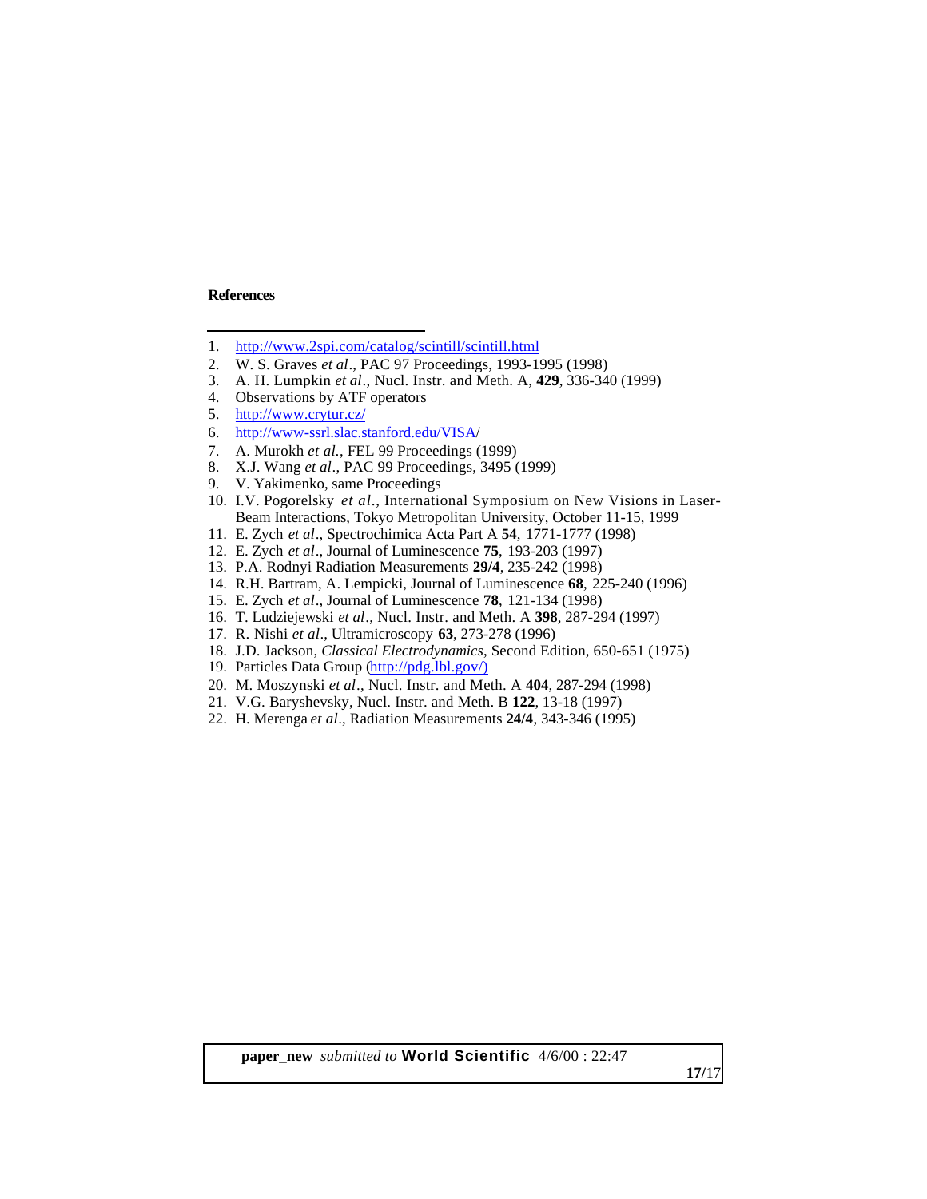**References**

1. http://www.2spi.com/catalog/scintill/scintill.html
2. W. S. Graves *et al*., PAC 97 Proceedings, 1993-1995 (1998)
3. A. H. Lumpkin *et al*., Nucl. Instr. and Meth. A, **429**, 336-340 (1999)
4. Observations by ATF operators
5. http://www.crytur.cz/
6. http://www-ssrl.slac.stanford.edu/VISA/
7. A. Murokh *et al.*, FEL 99 Proceedings (1999)
8. X.J. Wang *et al*., PAC 99 Proceedings, 3495 (1999)
9. V. Yakimenko, same Proceedings
10. I.V. Pogorelsky *et al.*, International Symposium on New Visions in Laser-Beam Interactions, Tokyo Metropolitan University, October 11-15, 1999
11. E. Zych *et al*., Spectrochimica Acta Part A **54**, 1771-1777 (1998)
12. E. Zych *et al*., Journal of Luminescence **75**, 193-203 (1997)
13. P.A. Rodnyi Radiation Measurements **29/4**, 235-242 (1998)
14. R.H. Bartram, A. Lempicki, Journal of Luminescence **68**, 225-240 (1996)
15. E. Zych *et al*., Journal of Luminescence **78**, 121-134 (1998)
16. T. Ludziejewski *et al*., Nucl. Instr. and Meth. A **398**, 287-294 (1997)
17. R. Nishi *et al*., Ultramicroscopy **63**, 273-278 (1996)
18. J.D. Jackson, *Classical Electrodynamics*, Second Edition, 650-651 (1975)
19. Particles Data Group (http://pdg.lbl.gov/)
20. M. Moszynski *et al*., Nucl. Instr. and Meth. A **404**, 287-294 (1998)
21. V.G. Baryshevsky, Nucl. Instr. and Meth. B **122**, 13-18 (1997)
22. H. Merenga *et al*., Radiation Measurements **24/4**, 343-346 (1995)